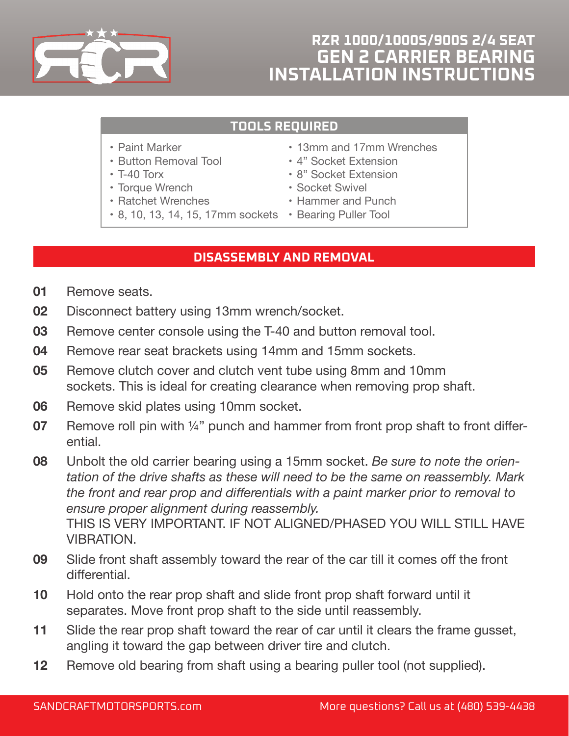# RZR 1000/1000S/900S 2/4 SEAT
# GEN 2 CARRIER BEARING INSTALLATION INSTRUCTIONS

## TOOLS REQUIRED

- Paint Marker
- Button Removal Tool
- T-40 Torx
- Torque Wrench
- Ratchet Wrenches
- 8, 10, 13, 14, 15, 17mm sockets
- 13mm and 17mm Wrenches
- 4" Socket Extension
- 8" Socket Extension
- Socket Swivel
- Hammer and Punch
- Bearing Puller Tool

## DISASSEMBLY AND REMOVAL

**01** Remove seats.

**02** Disconnect battery using 13mm wrench/socket.

**03** Remove center console using the T-40 and button removal tool.

**04** Remove rear seat brackets using 14mm and 15mm sockets.

**05** Remove clutch cover and clutch vent tube using 8mm and 10mm sockets. This is ideal for creating clearance when removing prop shaft.

**06** Remove skid plates using 10mm socket.

**07** Remove roll pin with ¼" punch and hammer from front prop shaft to front differential.

**08** Unbolt the old carrier bearing using a 15mm socket. *Be sure to note the orientation of the drive shafts as these will need to be the same on reassembly. Mark the front and rear prop and differentials with a paint marker prior to removal to ensure proper alignment during reassembly.*
THIS IS VERY IMPORTANT. IF NOT ALIGNED/PHASED YOU WILL STILL HAVE VIBRATION.

**09** Slide front shaft assembly toward the rear of the car till it comes off the front differential.

**10** Hold onto the rear prop shaft and slide front prop shaft forward until it separates. Move front prop shaft to the side until reassembly.

**11** Slide the rear prop shaft toward the rear of car until it clears the frame gusset, angling it toward the gap between driver tire and clutch.

**12** Remove old bearing from shaft using a bearing puller tool (not supplied).

SANDCRAFTMOTORSPORTS.com More questions? Call us at (480) 539-4438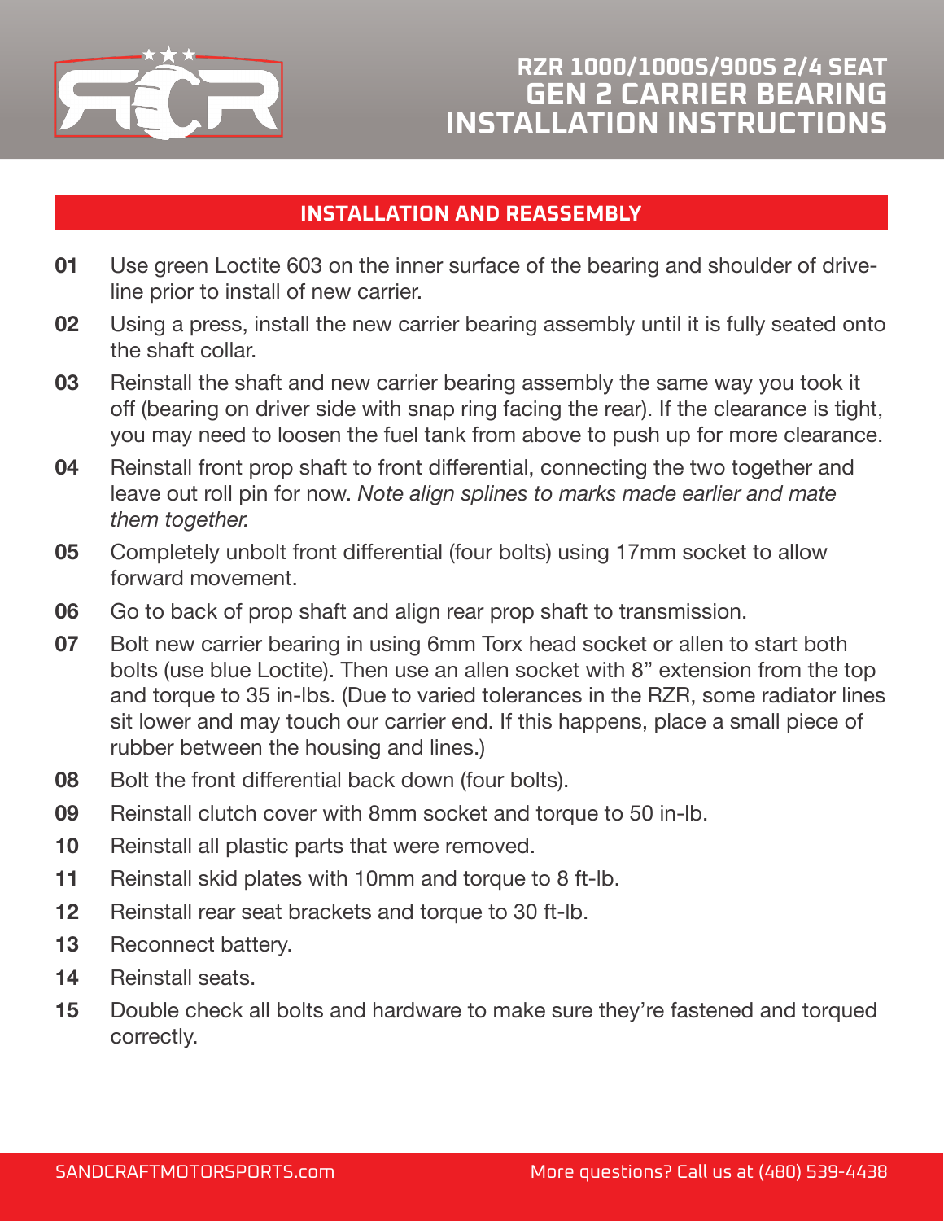# RZR 1000/1000S/900S 2/4 SEAT GEN 2 CARRIER BEARING INSTALLATION INSTRUCTIONS

## INSTALLATION AND REASSEMBLY

**01** Use green Loctite 603 on the inner surface of the bearing and shoulder of drive-line prior to install of new carrier.

**02** Using a press, install the new carrier bearing assembly until it is fully seated onto the shaft collar.

**03** Reinstall the shaft and new carrier bearing assembly the same way you took it off (bearing on driver side with snap ring facing the rear). If the clearance is tight, you may need to loosen the fuel tank from above to push up for more clearance.

**04** Reinstall front prop shaft to front differential, connecting the two together and leave out roll pin for now. *Note align splines to marks made earlier and mate them together.*

**05** Completely unbolt front differential (four bolts) using 17mm socket to allow forward movement.

**06** Go to back of prop shaft and align rear prop shaft to transmission.

**07** Bolt new carrier bearing in using 6mm Torx head socket or allen to start both bolts (use blue Loctite). Then use an allen socket with 8" extension from the top and torque to 35 in-lbs. (Due to varied tolerances in the RZR, some radiator lines sit lower and may touch our carrier end. If this happens, place a small piece of rubber between the housing and lines.)

**08** Bolt the front differential back down (four bolts).

**09** Reinstall clutch cover with 8mm socket and torque to 50 in-lb.

**10** Reinstall all plastic parts that were removed.

**11** Reinstall skid plates with 10mm and torque to 8 ft-lb.

**12** Reinstall rear seat brackets and torque to 30 ft-lb.

**13** Reconnect battery.

**14** Reinstall seats.

**15** Double check all bolts and hardware to make sure they're fastened and torqued correctly.

SANDCRAFTMOTORSPORTS.com

More questions? Call us at (480) 539-4438